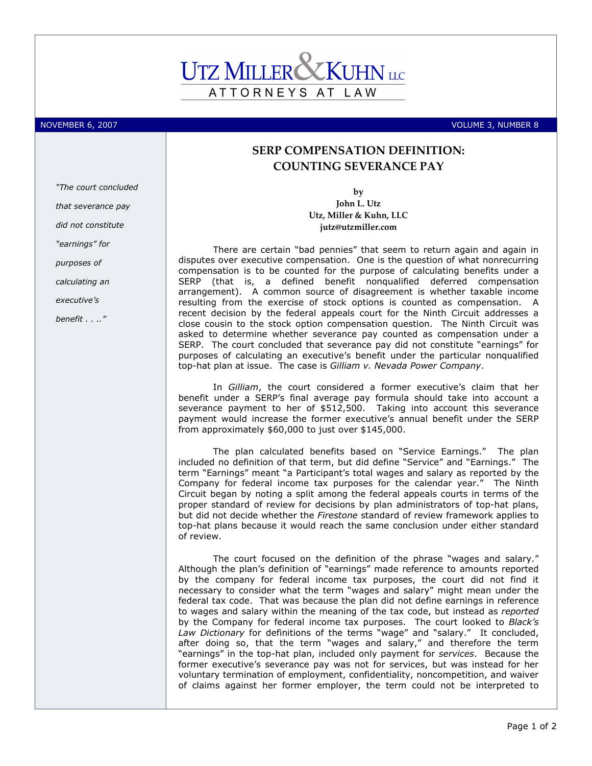# UTZ MILLER & KUHN LLC

ATTORNEYS AT LAW

NOVEMBER 6, 2007 VOLUME 3, NUMBER 8

## SERP COMPENSATION DEFINITION: COUNTING SEVERANCE PAY

*"The court concluded that severance pay did not constitute "earnings" for purposes of calculating an executive's benefit . . .."*

**by**
**John L. Utz**
**Utz, Miller & Kuhn, LLC**
**jutz@utzmiller.com**

There are certain "bad pennies" that seem to return again and again in disputes over executive compensation. One is the question of what nonrecurring compensation is to be counted for the purpose of calculating benefits under a SERP (that is, a defined benefit nonqualified deferred compensation arrangement). A common source of disagreement is whether taxable income resulting from the exercise of stock options is counted as compensation. A recent decision by the federal appeals court for the Ninth Circuit addresses a close cousin to the stock option compensation question. The Ninth Circuit was asked to determine whether severance pay counted as compensation under a SERP. The court concluded that severance pay did not constitute "earnings" for purposes of calculating an executive's benefit under the particular nonqualified top-hat plan at issue. The case is *Gilliam v. Nevada Power Company*.

In *Gilliam*, the court considered a former executive's claim that her benefit under a SERP's final average pay formula should take into account a severance payment to her of $512,500. Taking into account this severance payment would increase the former executive's annual benefit under the SERP from approximately $60,000 to just over $145,000.

The plan calculated benefits based on "Service Earnings." The plan included no definition of that term, but did define "Service" and "Earnings." The term "Earnings" meant "a Participant's total wages and salary as reported by the Company for federal income tax purposes for the calendar year." The Ninth Circuit began by noting a split among the federal appeals courts in terms of the proper standard of review for decisions by plan administrators of top-hat plans, but did not decide whether the *Firestone* standard of review framework applies to top-hat plans because it would reach the same conclusion under either standard of review.

The court focused on the definition of the phrase "wages and salary." Although the plan's definition of "earnings" made reference to amounts reported by the company for federal income tax purposes, the court did not find it necessary to consider what the term "wages and salary" might mean under the federal tax code. That was because the plan did not define earnings in reference to wages and salary within the meaning of the tax code, but instead as *reported* by the Company for federal income tax purposes. The court looked to *Black's Law Dictionary* for definitions of the terms "wage" and "salary." It concluded, after doing so, that the term "wages and salary," and therefore the term "earnings" in the top-hat plan, included only payment for *services*. Because the former executive's severance pay was not for services, but was instead for her voluntary termination of employment, confidentiality, noncompetition, and waiver of claims against her former employer, the term could not be interpreted to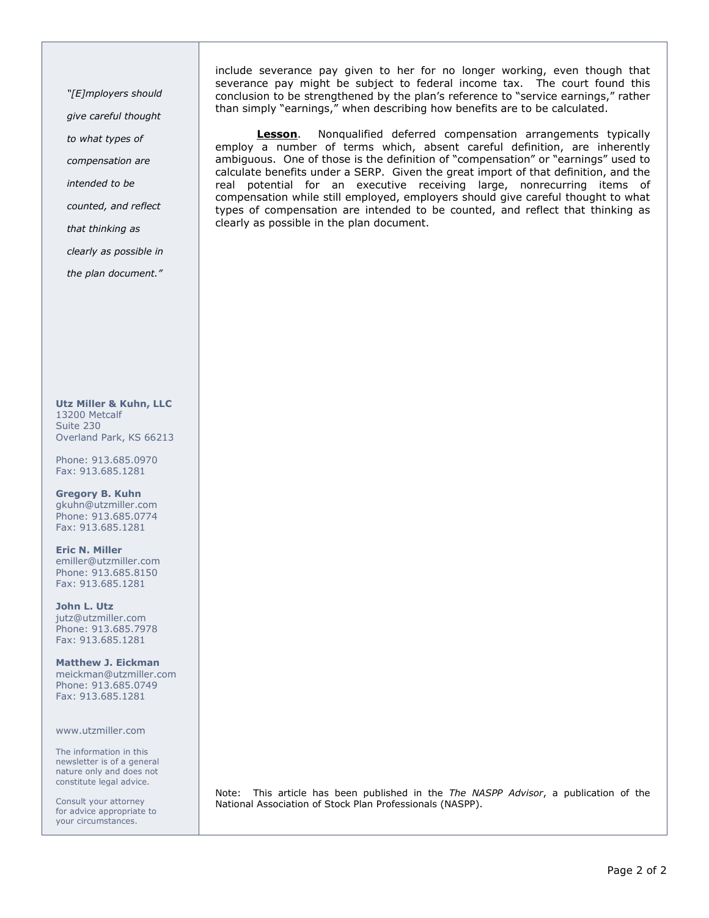include severance pay given to her for no longer working, even though that severance pay might be subject to federal income tax. The court found this conclusion to be strengthened by the plan's reference to "service earnings," rather than simply "earnings," when describing how benefits are to be calculated.

**Lesson**. Nonqualified deferred compensation arrangements typically employ a number of terms which, absent careful definition, are inherently ambiguous. One of those is the definition of "compensation" or "earnings" used to calculate benefits under a SERP. Given the great import of that definition, and the real potential for an executive receiving large, nonrecurring items of compensation while still employed, employers should give careful thought to what types of compensation are intended to be counted, and reflect that thinking as clearly as possible in the plan document.

*"[E]mployers should give careful thought to what types of compensation are intended to be counted, and reflect that thinking as clearly as possible in the plan document."*

**Utz Miller & Kuhn, LLC**
13200 Metcalf
Suite 230
Overland Park, KS 66213

Phone: 913.685.0970
Fax: 913.685.1281

**Gregory B. Kuhn**
gkuhn@utzmiller.com
Phone: 913.685.0774
Fax: 913.685.1281

**Eric N. Miller**
emiller@utzmiller.com
Phone: 913.685.8150
Fax: 913.685.1281

**John L. Utz**
jutz@utzmiller.com
Phone: 913.685.7978
Fax: 913.685.1281

**Matthew J. Eickman**
meickman@utzmiller.com
Phone: 913.685.0749
Fax: 913.685.1281

www.utzmiller.com

The information in this newsletter is of a general nature only and does not constitute legal advice.

Consult your attorney for advice appropriate to your circumstances.

Note: This article has been published in the *The NASPP Advisor*, a publication of the National Association of Stock Plan Professionals (NASPP).